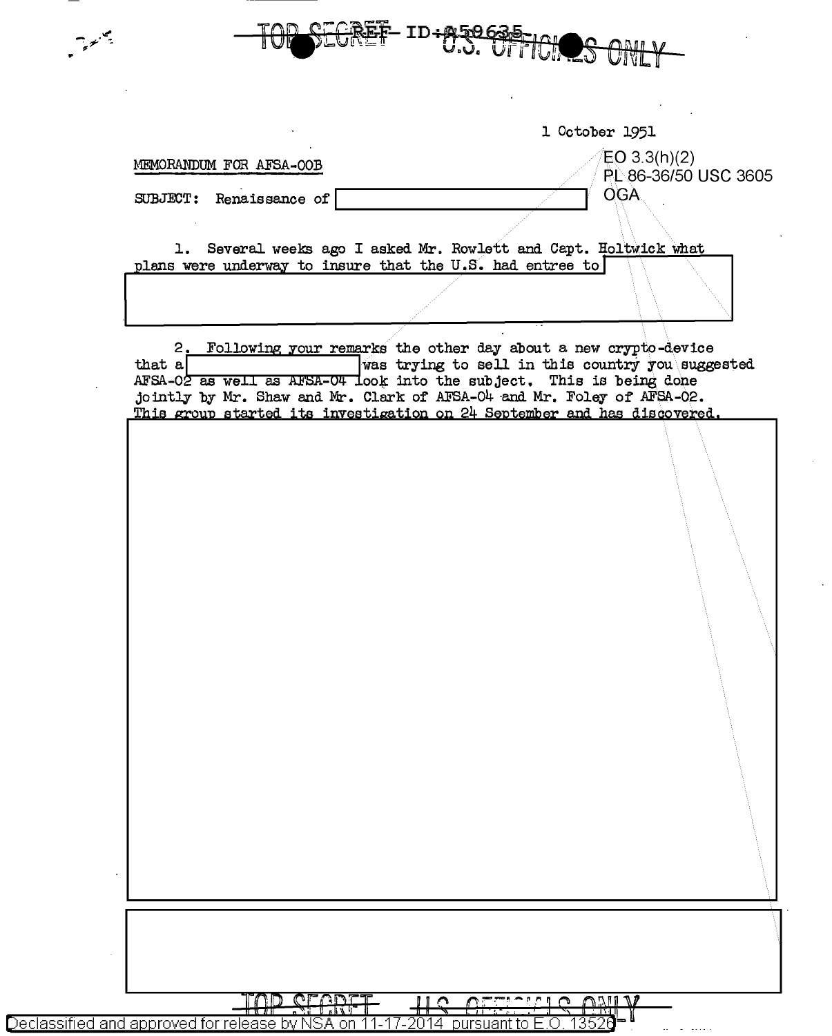TOP SECRET ID:A59635 U.S. OFFICIALS ONLY

1 October 1951

EO 3.3(h)(2)
PL 86-36/50 USC 3605
OGA

MEMORANDUM FOR AFSA-00B

SUBJECT: Renaissance of [redacted]

1. Several weeks ago I asked Mr. Rowlett and Capt. Holtwick what plans were underway to insure that the U.S. had entree to [redacted]

2. Following your remarks the other day about a new crypto-device that a [redacted] was trying to sell in this country you suggested AFSA-02 as well as AFSA-04 look into the subject. This is being done jointly by Mr. Shaw and Mr. Clark of AFSA-04 and Mr. Foley of AFSA-02. This group started its investigation on 24 September and has discovered.

[redacted]

[redacted]

TOP SECRET U.S. OFFICIALS ONLY

Declassified and approved for release by NSA on 11-17-2014 pursuant to E.O. 13526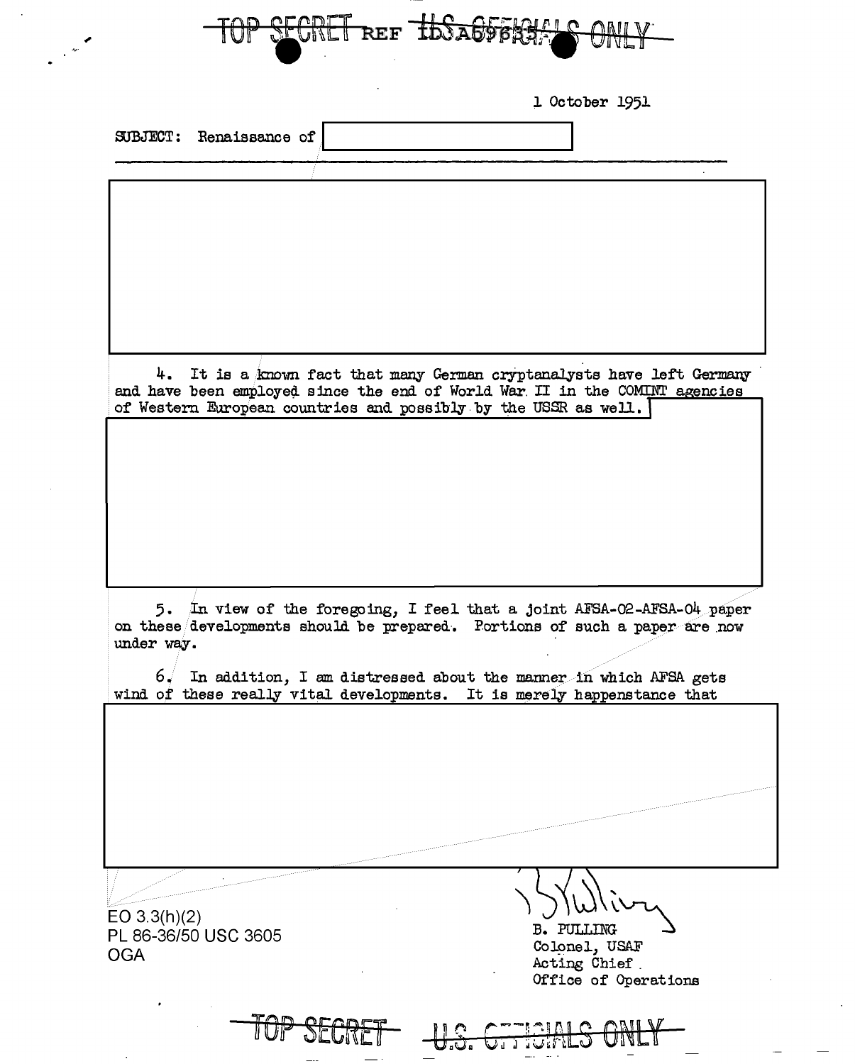TOP SECRET REF ID:A69635 U.S. OFFICIALS ONLY

1 October 1951

SUBJECT: Renaissance of

4. It is a known fact that many German cryptanalysts have left Germany and have been employed since the end of World War II in the COMINT agencies of Western European countries and possibly by the USSR as well.

5. In view of the foregoing, I feel that a joint AFSA-02-AFSA-04 paper on these developments should be prepared. Portions of such a paper are now under way.

6. In addition, I am distressed about the manner in which AFSA gets wind of these really vital developments. It is merely happenstance that

EO 3.3(h)(2)
PL 86-36/50 USC 3605
OGA

B. PULLING
Colonel, USAF
Acting Chief
Office of Operations

TOP SECRET U.S. OFFICIALS ONLY